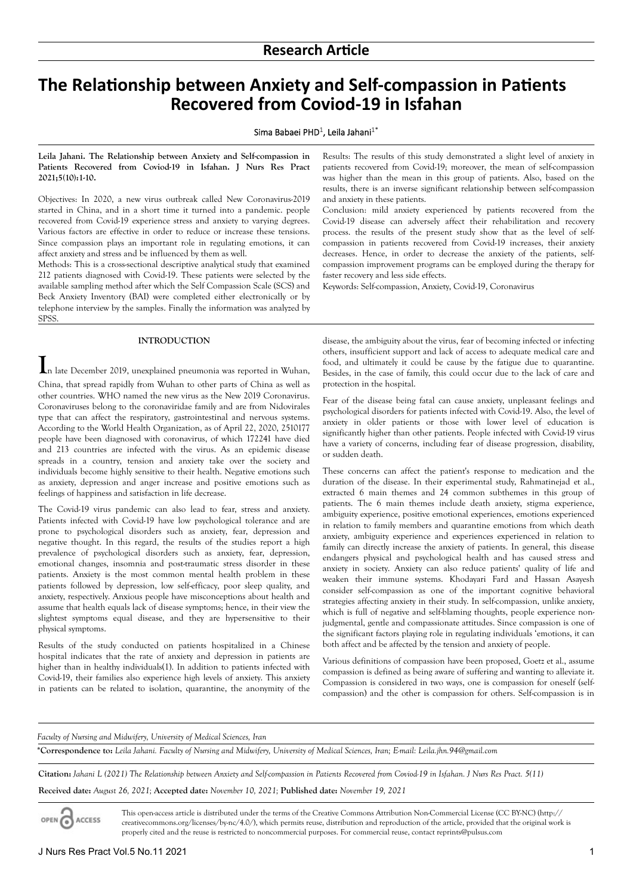## Research Article

# The Relationship between Anxiety and Self-compassion in Patients Recovered from Coviod-19 in Isfahan

Sima Babaei PHD[1], Leila Jahani[1*]

**Leila Jahani. The Relationship between Anxiety and Self-compassion in Patients Recovered from Coviod-19 in Isfahan. J Nurs Res Pract 2021;5(10):1-10.**

Objectives: In 2020, a new virus outbreak called New Coronavirus-2019 started in China, and in a short time it turned into a pandemic. people recovered from Covid-19 experience stress and anxiety to varying degrees. Various factors are effective in order to reduce or increase these tensions. Since compassion plays an important role in regulating emotions, it can affect anxiety and stress and be influenced by them as well.

Methods: This is a cross-sectional descriptive analytical study that examined 212 patients diagnosed with Covid-19. These patients were selected by the available sampling method after which the Self Compassion Scale (SCS) and Beck Anxiety Inventory (BAI) were completed either electronically or by telephone interview by the samples. Finally the information was analyzed by SPSS.

Results: The results of this study demonstrated a slight level of anxiety in patients recovered from Covid-19; moreover, the mean of self-compassion was higher than the mean in this group of patients. Also, based on the results, there is an inverse significant relationship between self-compassion and anxiety in these patients.

Conclusion: mild anxiety experienced by patients recovered from the Covid-19 disease can adversely affect their rehabilitation and recovery process. the results of the present study show that as the level of self-compassion in patients recovered from Covid-19 increases, their anxiety decreases. Hence, in order to decrease the anxiety of the patients, self-compassion improvement programs can be employed during the therapy for faster recovery and less side effects.

Keywords: Self-compassion, Anxiety, Covid-19, Coronavirus

## INTRODUCTION

In late December 2019, unexplained pneumonia was reported in Wuhan, China, that spread rapidly from Wuhan to other parts of China as well as other countries. WHO named the new virus as the New 2019 Coronavirus. Coronaviruses belong to the coronaviridae family and are from Nidovirales type that can affect the respiratory, gastrointestinal and nervous systems. According to the World Health Organization, as of April 22, 2020, 2510177 people have been diagnosed with coronavirus, of which 172241 have died and 213 countries are infected with the virus. As an epidemic disease spreads in a country, tension and anxiety take over the society and individuals become highly sensitive to their health. Negative emotions such as anxiety, depression and anger increase and positive emotions such as feelings of happiness and satisfaction in life decrease.

The Covid-19 virus pandemic can also lead to fear, stress and anxiety. Patients infected with Covid-19 have low psychological tolerance and are prone to psychological disorders such as anxiety, fear, depression and negative thought. In this regard, the results of the studies report a high prevalence of psychological disorders such as anxiety, fear, depression, emotional changes, insomnia and post-traumatic stress disorder in these patients. Anxiety is the most common mental health problem in these patients followed by depression, low self-efficacy, poor sleep quality, and anxiety, respectively. Anxious people have misconceptions about health and assume that health equals lack of disease symptoms; hence, in their view the slightest symptoms equal disease, and they are hypersensitive to their physical symptoms.

Results of the study conducted on patients hospitalized in a Chinese hospital indicates that the rate of anxiety and depression in patients are higher than in healthy individuals(1). In addition to patients infected with Covid-19, their families also experience high levels of anxiety. This anxiety in patients can be related to isolation, quarantine, the anonymity of the disease, the ambiguity about the virus, fear of becoming infected or infecting others, insufficient support and lack of access to adequate medical care and food, and ultimately it could be cause by the fatigue due to quarantine. Besides, in the case of family, this could occur due to the lack of care and protection in the hospital.

Fear of the disease being fatal can cause anxiety, unpleasant feelings and psychological disorders for patients infected with Covid-19. Also, the level of anxiety in older patients or those with lower level of education is significantly higher than other patients. People infected with Covid-19 virus have a variety of concerns, including fear of disease progression, disability, or sudden death.

These concerns can affect the patient's response to medication and the duration of the disease. In their experimental study, Rahmatinejad et al., extracted 6 main themes and 24 common subthemes in this group of patients. The 6 main themes include death anxiety, stigma experience, ambiguity experience, positive emotional experiences, emotions experienced in relation to family members and quarantine emotions from which death anxiety, ambiguity experience and experiences experienced in relation to family can directly increase the anxiety of patients. In general, this disease endangers physical and psychological health and has caused stress and anxiety in society. Anxiety can also reduce patients' quality of life and weaken their immune systems. Khodayari Fard and Hassan Asayesh consider self-compassion as one of the important cognitive behavioral strategies affecting anxiety in their study. In self-compassion, unlike anxiety, which is full of negative and self-blaming thoughts, people experience non-judgmental, gentle and compassionate attitudes. Since compassion is one of the significant factors playing role in regulating individuals 'emotions, it can both affect and be affected by the tension and anxiety of people.

Various definitions of compassion have been proposed, Goetz et al., assume compassion is defined as being aware of suffering and wanting to alleviate it. Compassion is considered in two ways, one is compassion for oneself (self-compassion) and the other is compassion for others. Self-compassion is in

---

*Faculty of Nursing and Midwifery, University of Medical Sciences, Iran*

**\*Correspondence to:** *Leila Jahani. Faculty of Nursing and Midwifery, University of Medical Sciences, Iran; E-mail: Leila.jhn.94@gmail.com*

**Citation:** *Jahani L (2021) The Relationship between Anxiety and Self-compassion in Patients Recovered from Coviod-19 in Isfahan. J Nurs Res Pract. 5(11)*

**Received date:** *August 26, 2021;* **Accepted date:** *November 10, 2021;* **Published date:** *November 19, 2021*

This open-access article is distributed under the terms of the Creative Commons Attribution Non-Commercial License (CC BY-NC) (http://creativecommons.org/licenses/by-nc/4.0/), which permits reuse, distribution and reproduction of the article, provided that the original work is properly cited and the reuse is restricted to noncommercial purposes. For commercial reuse, contact reprints@pulsus.com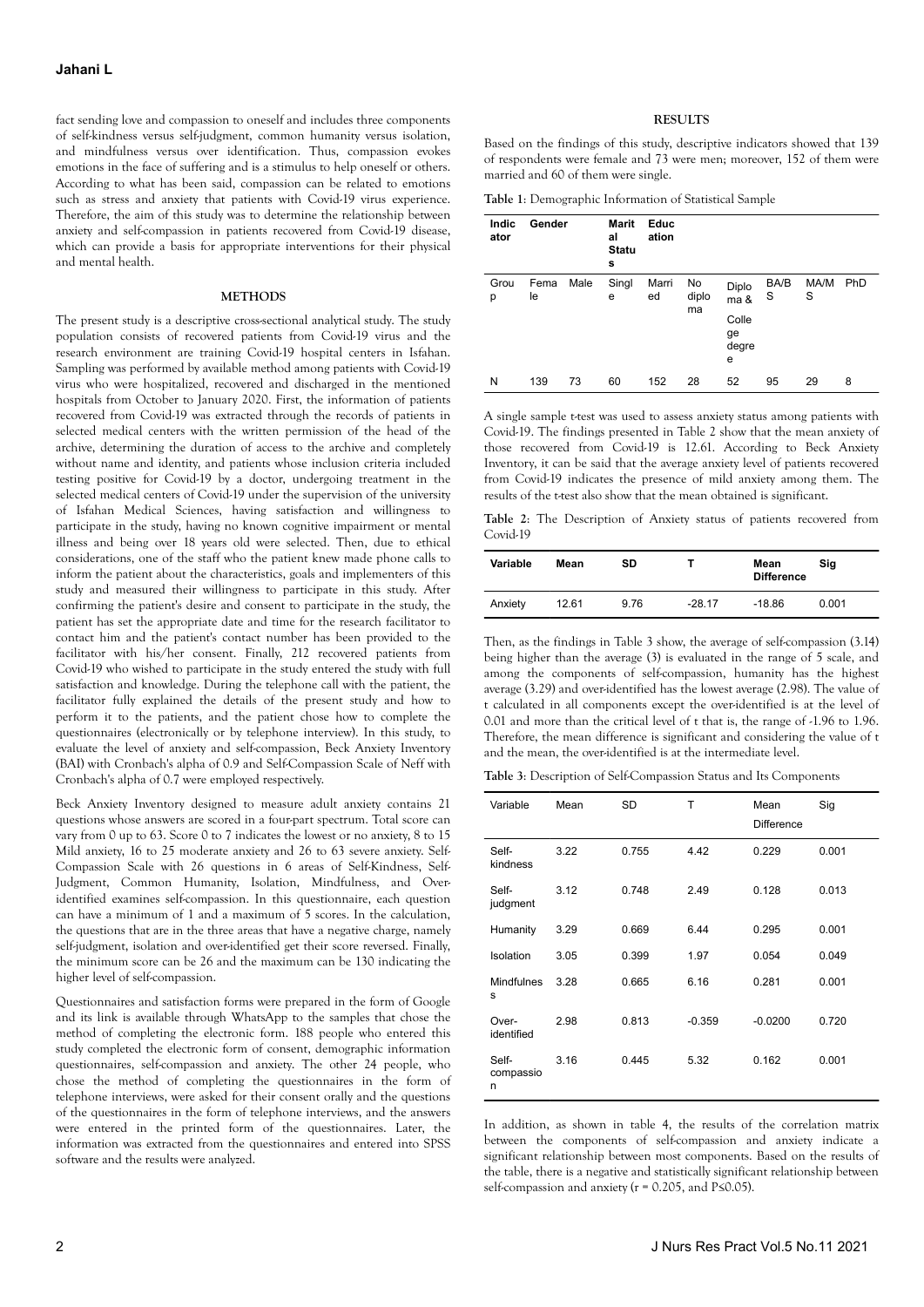fact sending love and compassion to oneself and includes three components of self-kindness versus self-judgment, common humanity versus isolation, and mindfulness versus over identification. Thus, compassion evokes emotions in the face of suffering and is a stimulus to help oneself or others. According to what has been said, compassion can be related to emotions such as stress and anxiety that patients with Covid-19 virus experience. Therefore, the aim of this study was to determine the relationship between anxiety and self-compassion in patients recovered from Covid-19 disease, which can provide a basis for appropriate interventions for their physical and mental health.

## METHODS

The present study is a descriptive cross-sectional analytical study. The study population consists of recovered patients from Covid-19 virus and the research environment are training Covid-19 hospital centers in Isfahan. Sampling was performed by available method among patients with Covid-19 virus who were hospitalized, recovered and discharged in the mentioned hospitals from October to January 2020. First, the information of patients recovered from Covid-19 was extracted through the records of patients in selected medical centers with the written permission of the head of the archive, determining the duration of access to the archive and completely without name and identity, and patients whose inclusion criteria included testing positive for Covid-19 by a doctor, undergoing treatment in the selected medical centers of Covid-19 under the supervision of the university of Isfahan Medical Sciences, having satisfaction and willingness to participate in the study, having no known cognitive impairment or mental illness and being over 18 years old were selected. Then, due to ethical considerations, one of the staff who the patient knew made phone calls to inform the patient about the characteristics, goals and implementers of this study and measured their willingness to participate in this study. After confirming the patient's desire and consent to participate in the study, the patient has set the appropriate date and time for the research facilitator to contact him and the patient's contact number has been provided to the facilitator with his/her consent. Finally, 212 recovered patients from Covid-19 who wished to participate in the study entered the study with full satisfaction and knowledge. During the telephone call with the patient, the facilitator fully explained the details of the present study and how to perform it to the patients, and the patient chose how to complete the questionnaires (electronically or by telephone interview). In this study, to evaluate the level of anxiety and self-compassion, Beck Anxiety Inventory (BAI) with Cronbach's alpha of 0.9 and Self-Compassion Scale of Neff with Cronbach's alpha of 0.7 were employed respectively.

Beck Anxiety Inventory designed to measure adult anxiety contains 21 questions whose answers are scored in a four-part spectrum. Total score can vary from 0 up to 63. Score 0 to 7 indicates the lowest or no anxiety, 8 to 15 Mild anxiety, 16 to 25 moderate anxiety and 26 to 63 severe anxiety. Self-Compassion Scale with 26 questions in 6 areas of Self-Kindness, Self-Judgment, Common Humanity, Isolation, Mindfulness, and Over-identified examines self-compassion. In this questionnaire, each question can have a minimum of 1 and a maximum of 5 scores. In the calculation, the questions that are in the three areas that have a negative charge, namely self-judgment, isolation and over-identified get their score reversed. Finally, the minimum score can be 26 and the maximum can be 130 indicating the higher level of self-compassion.

Questionnaires and satisfaction forms were prepared in the form of Google and its link is available through WhatsApp to the samples that chose the method of completing the electronic form. 188 people who entered this study completed the electronic form of consent, demographic information questionnaires, self-compassion and anxiety. The other 24 people, who chose the method of completing the questionnaires in the form of telephone interviews, were asked for their consent orally and the questions of the questionnaires in the form of telephone interviews, and the answers were entered in the printed form of the questionnaires. Later, the information was extracted from the questionnaires and entered into SPSS software and the results were analyzed.

## RESULTS

Based on the findings of this study, descriptive indicators showed that 139 of respondents were female and 73 were men; moreover, 152 of them were married and 60 of them were single.

**Table 1**: Demographic Information of Statistical Sample

| Indicator | Gender | | Marital Status | | Education | | | | |
|---|---|---|---|---|---|---|---|---|---|
| Group | Female | Male | Single | Married | No diploma | Diploma & College degree | BA/BS | MA/MS | PhD |
| N | 139 | 73 | 60 | 152 | 28 | 52 | 95 | 29 | 8 |

A single sample t-test was used to assess anxiety status among patients with Covid-19. The findings presented in Table 2 show that the mean anxiety of those recovered from Covid-19 is 12.61. According to Beck Anxiety Inventory, it can be said that the average anxiety level of patients recovered from Covid-19 indicates the presence of mild anxiety among them. The results of the t-test also show that the mean obtained is significant.

**Table 2**: The Description of Anxiety status of patients recovered from Covid-19

| Variable | Mean | SD | T | Mean Difference | Sig |
|---|---|---|---|---|---|
| Anxiety | 12.61 | 9.76 | -28.17 | -18.86 | 0.001 |

Then, as the findings in Table 3 show, the average of self-compassion (3.14) being higher than the average (3) is evaluated in the range of 5 scale, and among the components of self-compassion, humanity has the highest average (3.29) and over-identified has the lowest average (2.98). The value of t calculated in all components except the over-identified is at the level of 0.01 and more than the critical level of t that is, the range of -1.96 to 1.96. Therefore, the mean difference is significant and considering the value of t and the mean, the over-identified is at the intermediate level.

**Table 3**: Description of Self-Compassion Status and Its Components

| Variable | Mean | SD | T | Mean Difference | Sig |
|---|---|---|---|---|---|
| Self-kindness | 3.22 | 0.755 | 4.42 | 0.229 | 0.001 |
| Self-judgment | 3.12 | 0.748 | 2.49 | 0.128 | 0.013 |
| Humanity | 3.29 | 0.669 | 6.44 | 0.295 | 0.001 |
| Isolation | 3.05 | 0.399 | 1.97 | 0.054 | 0.049 |
| Mindfulness | 3.28 | 0.665 | 6.16 | 0.281 | 0.001 |
| Over-identified | 2.98 | 0.813 | -0.359 | -0.0200 | 0.720 |
| Self-compassion | 3.16 | 0.445 | 5.32 | 0.162 | 0.001 |

In addition, as shown in table 4, the results of the correlation matrix between the components of self-compassion and anxiety indicate a significant relationship between most components. Based on the results of the table, there is a negative and statistically significant relationship between self-compassion and anxiety ($r = 0.205$, and $P \leq 0.05$).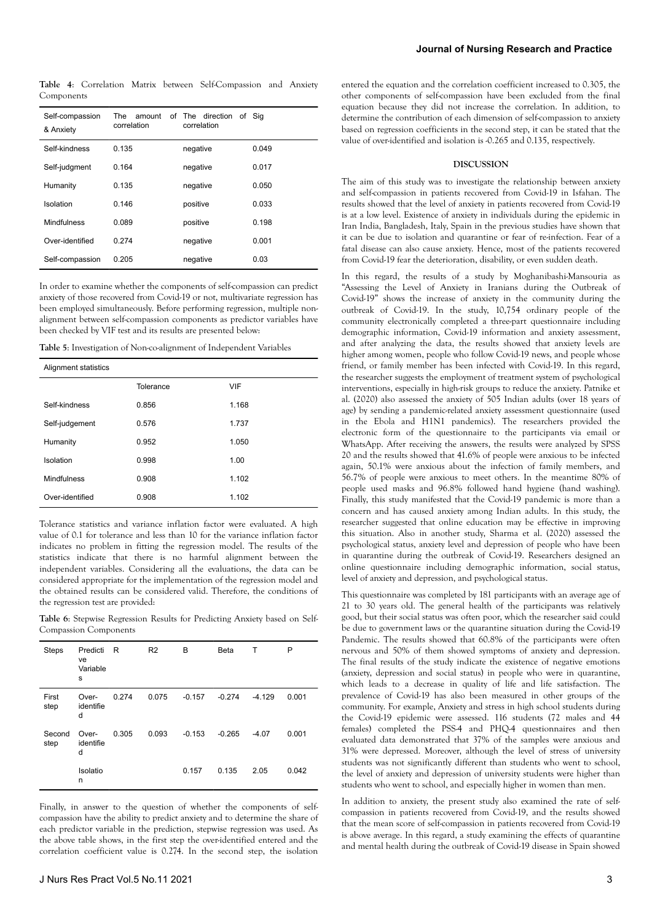**Table 4**: Correlation Matrix between Self-Compassion and Anxiety Components

| Self-compassion & Anxiety | The amount of correlation | The direction of correlation | Sig |
|---|---|---|---|
| Self-kindness | 0.135 | negative | 0.049 |
| Self-judgment | 0.164 | negative | 0.017 |
| Humanity | 0.135 | negative | 0.050 |
| Isolation | 0.146 | positive | 0.033 |
| Mindfulness | 0.089 | positive | 0.198 |
| Over-identified | 0.274 | negative | 0.001 |
| Self-compassion | 0.205 | negative | 0.03 |

In order to examine whether the components of self-compassion can predict anxiety of those recovered from Covid-19 or not, multivariate regression has been employed simultaneously. Before performing regression, multiple non-alignment between self-compassion components as predictor variables have been checked by VIF test and its results are presented below:

**Table 5**: Investigation of Non-co-alignment of Independent Variables

| Alignment statistics | | |
|---|---|---|
| | Tolerance | VIF |
| Self-kindness | 0.856 | 1.168 |
| Self-judgement | 0.576 | 1.737 |
| Humanity | 0.952 | 1.050 |
| Isolation | 0.998 | 1.00 |
| Mindfulness | 0.908 | 1.102 |
| Over-identified | 0.908 | 1.102 |

Tolerance statistics and variance inflation factor were evaluated. A high value of 0.1 for tolerance and less than 10 for the variance inflation factor indicates no problem in fitting the regression model. The results of the statistics indicate that there is no harmful alignment between the independent variables. Considering all the evaluations, the data can be considered appropriate for the implementation of the regression model and the obtained results can be considered valid. Therefore, the conditions of the regression test are provided:

**Table 6**: Stepwise Regression Results for Predicting Anxiety based on Self-Compassion Components

| Steps | Predictive Variables | R | R2 | B | Beta | T | P |
|---|---|---|---|---|---|---|---|
| First step | Over-identified | 0.274 | 0.075 | -0.157 | -0.274 | -4.129 | 0.001 |
| Second step | Over-identified | 0.305 | 0.093 | -0.153 | -0.265 | -4.07 | 0.001 |
| | Isolation | | | 0.157 | 0.135 | 2.05 | 0.042 |

Finally, in answer to the question of whether the components of self-compassion have the ability to predict anxiety and to determine the share of each predictor variable in the prediction, stepwise regression was used. As the above table shows, in the first step the over-identified entered and the correlation coefficient value is 0.274. In the second step, the isolation entered the equation and the correlation coefficient increased to 0.305, the other components of self-compassion have been excluded from the final equation because they did not increase the correlation. In addition, to determine the contribution of each dimension of self-compassion to anxiety based on regression coefficients in the second step, it can be stated that the value of over-identified and isolation is -0.265 and 0.135, respectively.

## DISCUSSION

The aim of this study was to investigate the relationship between anxiety and self-compassion in patients recovered from Covid-19 in Isfahan. The results showed that the level of anxiety in patients recovered from Covid-19 is at a low level. Existence of anxiety in individuals during the epidemic in Iran India, Bangladesh, Italy, Spain in the previous studies have shown that it can be due to isolation and quarantine or fear of re-infection. Fear of a fatal disease can also cause anxiety. Hence, most of the patients recovered from Covid-19 fear the deterioration, disability, or even sudden death.

In this regard, the results of a study by Moghanibashi-Mansouria as "Assessing the Level of Anxiety in Iranians during the Outbreak of Covid-19" shows the increase of anxiety in the community during the outbreak of Covid-19. In the study, 10,754 ordinary people of the community electronically completed a three-part questionnaire including demographic information, Covid-19 information and anxiety assessment, and after analyzing the data, the results showed that anxiety levels are higher among women, people who follow Covid-19 news, and people whose friend, or family member has been infected with Covid-19. In this regard, the researcher suggests the employment of treatment system of psychological interventions, especially in high-risk groups to reduce the anxiety. Patnike et al. (2020) also assessed the anxiety of 505 Indian adults (over 18 years of age) by sending a pandemic-related anxiety assessment questionnaire (used in the Ebola and H1N1 pandemics). The researchers provided the electronic form of the questionnaire to the participants via email or WhatsApp. After receiving the answers, the results were analyzed by SPSS 20 and the results showed that 41.6% of people were anxious to be infected again, 50.1% were anxious about the infection of family members, and 56.7% of people were anxious to meet others. In the meantime 80% of people used masks and 96.8% followed hand hygiene (hand washing). Finally, this study manifested that the Covid-19 pandemic is more than a concern and has caused anxiety among Indian adults. In this study, the researcher suggested that online education may be effective in improving this situation. Also in another study, Sharma et al. (2020) assessed the psychological status, anxiety level and depression of people who have been in quarantine during the outbreak of Covid-19. Researchers designed an online questionnaire including demographic information, social status, level of anxiety and depression, and psychological status.

This questionnaire was completed by 181 participants with an average age of 21 to 30 years old. The general health of the participants was relatively good, but their social status was often poor, which the researcher said could be due to government laws or the quarantine situation during the Covid-19 Pandemic. The results showed that 60.8% of the participants were often nervous and 50% of them showed symptoms of anxiety and depression. The final results of the study indicate the existence of negative emotions (anxiety, depression and social status) in people who were in quarantine, which leads to a decrease in quality of life and life satisfaction. The prevalence of Covid-19 has also been measured in other groups of the community. For example, Anxiety and stress in high school students during the Covid-19 epidemic were assessed. 116 students (72 males and 44 females) completed the PSS-4 and PHQ-4 questionnaires and then evaluated data demonstrated that 37% of the samples were anxious and 31% were depressed. Moreover, although the level of stress of university students was not significantly different than students who went to school, the level of anxiety and depression of university students were higher than students who went to school, and especially higher in women than men.

In addition to anxiety, the present study also examined the rate of self-compassion in patients recovered from Covid-19, and the results showed that the mean score of self-compassion in patients recovered from Covid-19 is above average. In this regard, a study examining the effects of quarantine and mental health during the outbreak of Covid-19 disease in Spain showed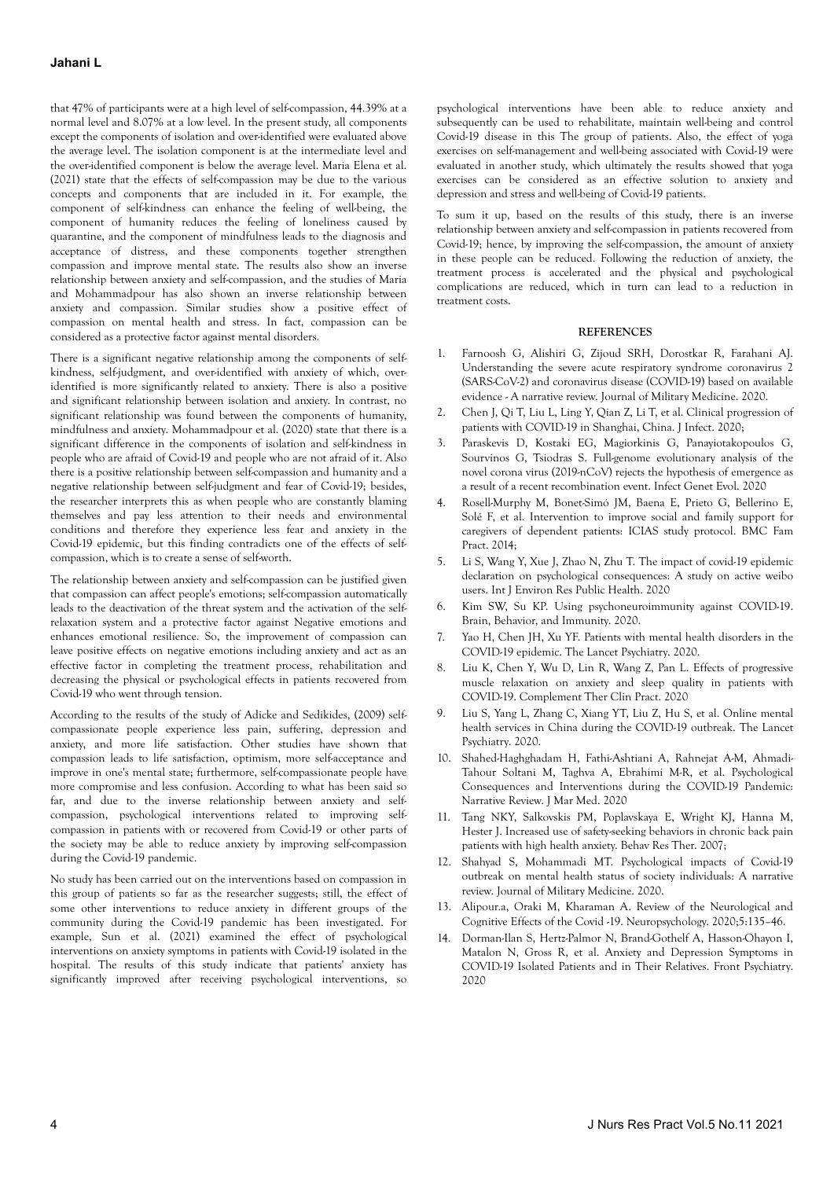that 47% of participants were at a high level of self-compassion, 44.39% at a normal level and 8.07% at a low level. In the present study, all components except the components of isolation and over-identified were evaluated above the average level. The isolation component is at the intermediate level and the over-identified component is below the average level. Maria Elena et al. (2021) state that the effects of self-compassion may be due to the various concepts and components that are included in it. For example, the component of self-kindness can enhance the feeling of well-being, the component of humanity reduces the feeling of loneliness caused by quarantine, and the component of mindfulness leads to the diagnosis and acceptance of distress, and these components together strengthen compassion and improve mental state. The results also show an inverse relationship between anxiety and self-compassion, and the studies of Maria and Mohammadpour has also shown an inverse relationship between anxiety and compassion. Similar studies show a positive effect of compassion on mental health and stress. In fact, compassion can be considered as a protective factor against mental disorders.

There is a significant negative relationship among the components of self-kindness, self-judgment, and over-identified with anxiety of which, over-identified is more significantly related to anxiety. There is also a positive and significant relationship between isolation and anxiety. In contrast, no significant relationship was found between the components of humanity, mindfulness and anxiety. Mohammadpour et al. (2020) state that there is a significant difference in the components of isolation and self-kindness in people who are afraid of Covid-19 and people who are not afraid of it. Also there is a positive relationship between self-compassion and humanity and a negative relationship between self-judgment and fear of Covid-19; besides, the researcher interprets this as when people who are constantly blaming themselves and pay less attention to their needs and environmental conditions and therefore they experience less fear and anxiety in the Covid-19 epidemic, but this finding contradicts one of the effects of self-compassion, which is to create a sense of self-worth.

The relationship between anxiety and self-compassion can be justified given that compassion can affect people's emotions; self-compassion automatically leads to the deactivation of the threat system and the activation of the self-relaxation system and a protective factor against Negative emotions and enhances emotional resilience. So, the improvement of compassion can leave positive effects on negative emotions including anxiety and act as an effective factor in completing the treatment process, rehabilitation and decreasing the physical or psychological effects in patients recovered from Covid-19 who went through tension.

According to the results of the study of Adicke and Sedikides, (2009) self-compassionate people experience less pain, suffering, depression and anxiety, and more life satisfaction. Other studies have shown that compassion leads to life satisfaction, optimism, more self-acceptance and improve in one's mental state; furthermore, self-compassionate people have more compromise and less confusion. According to what has been said so far, and due to the inverse relationship between anxiety and self-compassion, psychological interventions related to improving self-compassion in patients with or recovered from Covid-19 or other parts of the society may be able to reduce anxiety by improving self-compassion during the Covid-19 pandemic.

No study has been carried out on the interventions based on compassion in this group of patients so far as the researcher suggests; still, the effect of some other interventions to reduce anxiety in different groups of the community during the Covid-19 pandemic has been investigated. For example, Sun et al. (2021) examined the effect of psychological interventions on anxiety symptoms in patients with Covid-19 isolated in the hospital. The results of this study indicate that patients' anxiety has significantly improved after receiving psychological interventions, so psychological interventions have been able to reduce anxiety and subsequently can be used to rehabilitate, maintain well-being and control Covid-19 disease in this The group of patients. Also, the effect of yoga exercises on self-management and well-being associated with Covid-19 were evaluated in another study, which ultimately the results showed that yoga exercises can be considered as an effective solution to anxiety and depression and stress and well-being of Covid-19 patients.

To sum it up, based on the results of this study, there is an inverse relationship between anxiety and self-compassion in patients recovered from Covid-19; hence, by improving the self-compassion, the amount of anxiety in these people can be reduced. Following the reduction of anxiety, the treatment process is accelerated and the physical and psychological complications are reduced, which in turn can lead to a reduction in treatment costs.

## REFERENCES

1. Farnoosh G, Alishiri G, Zijoud SRH, Dorostkar R, Farahani AJ. Understanding the severe acute respiratory syndrome coronavirus 2 (SARS-CoV-2) and coronavirus disease (COVID-19) based on available evidence - A narrative review. Journal of Military Medicine. 2020.
2. Chen J, Qi T, Liu L, Ling Y, Qian Z, Li T, et al. Clinical progression of patients with COVID-19 in Shanghai, China. J Infect. 2020;
3. Paraskevis D, Kostaki EG, Magiorkinis G, Panayiotakopoulos G, Sourvinos G, Tsiodras S. Full-genome evolutionary analysis of the novel corona virus (2019-nCoV) rejects the hypothesis of emergence as a result of a recent recombination event. Infect Genet Evol. 2020
4. Rosell-Murphy M, Bonet-Simó JM, Baena E, Prieto G, Bellerino E, Solé F, et al. Intervention to improve social and family support for caregivers of dependent patients: ICIAS study protocol. BMC Fam Pract. 2014;
5. Li S, Wang Y, Xue J, Zhao N, Zhu T. The impact of covid-19 epidemic declaration on psychological consequences: A study on active weibo users. Int J Environ Res Public Health. 2020
6. Kim SW, Su KP. Using psychoneuroimmunity against COVID-19. Brain, Behavior, and Immunity. 2020.
7. Yao H, Chen JH, Xu YF. Patients with mental health disorders in the COVID-19 epidemic. The Lancet Psychiatry. 2020.
8. Liu K, Chen Y, Wu D, Lin R, Wang Z, Pan L. Effects of progressive muscle relaxation on anxiety and sleep quality in patients with COVID-19. Complement Ther Clin Pract. 2020
9. Liu S, Yang L, Zhang C, Xiang YT, Liu Z, Hu S, et al. Online mental health services in China during the COVID-19 outbreak. The Lancet Psychiatry. 2020.
10. Shahed-Haghghadam H, Fathi-Ashtiani A, Rahnejat A-M, Ahmadi-Tahour Soltani M, Taghva A, Ebrahimi M-R, et al. Psychological Consequences and Interventions during the COVID-19 Pandemic: Narrative Review. J Mar Med. 2020
11. Tang NKY, Salkovskis PM, Poplavskaya E, Wright KJ, Hanna M, Hester J. Increased use of safety-seeking behaviors in chronic back pain patients with high health anxiety. Behav Res Ther. 2007;
12. Shahyad S, Mohammadi MT. Psychological impacts of Covid-19 outbreak on mental health status of society individuals: A narrative review. Journal of Military Medicine. 2020.
13. Alipour.a, Oraki M, Kharaman A. Review of the Neurological and Cognitive Effects of the Covid -19. Neuropsychology. 2020;5:135–46.
14. Dorman-Ilan S, Hertz-Palmor N, Brand-Gothelf A, Hasson-Ohayon I, Matalon N, Gross R, et al. Anxiety and Depression Symptoms in COVID-19 Isolated Patients and in Their Relatives. Front Psychiatry. 2020